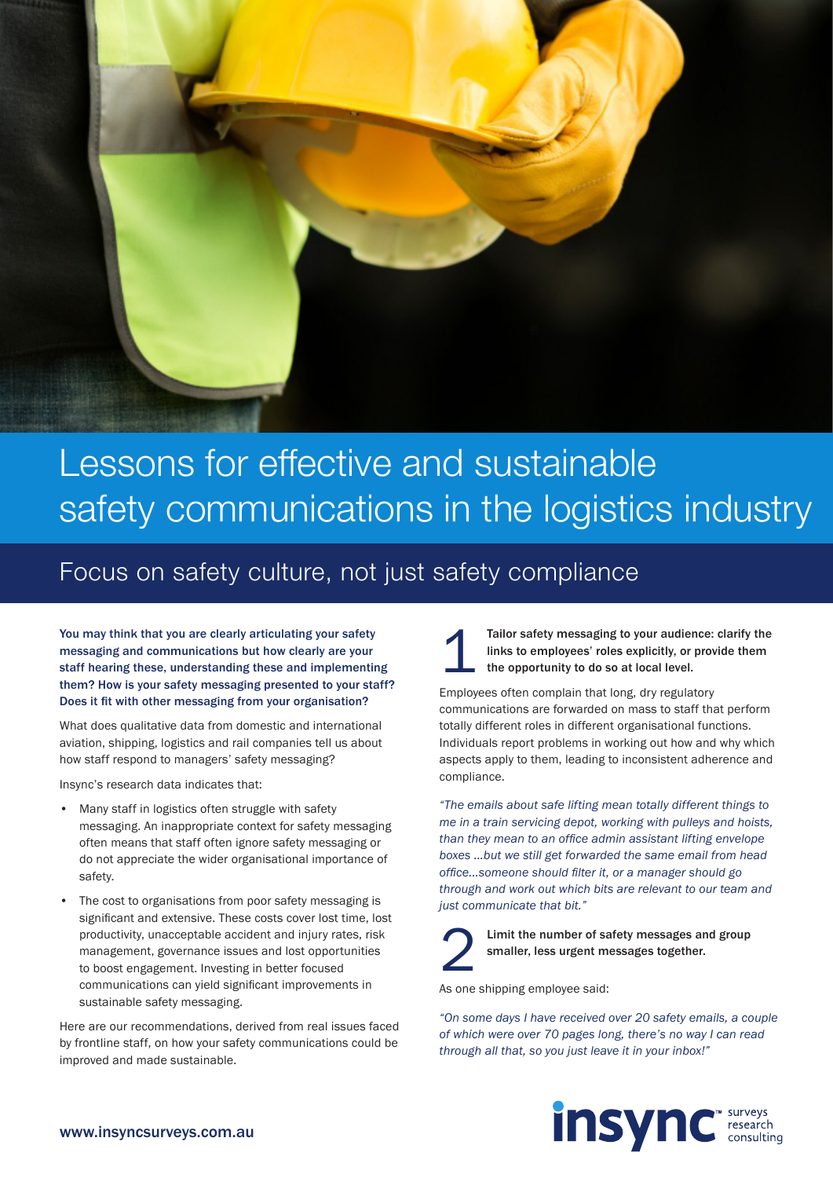# Lessons for effective and sustainable safety communications in the logistics industry

## Focus on safety culture, not just safety compliance

**You may think that you are clearly articulating your safety messaging and communications but how clearly are your staff hearing these, understanding these and implementing them? How is your safety messaging presented to your staff? Does it fit with other messaging from your organisation?**

What does qualitative data from domestic and international aviation, shipping, logistics and rail companies tell us about how staff respond to managers' safety messaging?

Insync's research data indicates that:

- Many staff in logistics often struggle with safety messaging. An inappropriate context for safety messaging often means that staff often ignore safety messaging or do not appreciate the wider organisational importance of safety.
- The cost to organisations from poor safety messaging is significant and extensive. These costs cover lost time, lost productivity, unacceptable accident and injury rates, risk management, governance issues and lost opportunities to boost engagement. Investing in better focused communications can yield significant improvements in sustainable safety messaging.

Here are our recommendations, derived from real issues faced by frontline staff, on how your safety communications could be improved and made sustainable.

### 1 Tailor safety messaging to your audience: clarify the links to employees' roles explicitly, or provide them the opportunity to do so at local level.

Employees often complain that long, dry regulatory communications are forwarded on mass to staff that perform totally different roles in different organisational functions. Individuals report problems in working out how and why which aspects apply to them, leading to inconsistent adherence and compliance.

*"The emails about safe lifting mean totally different things to me in a train servicing depot, working with pulleys and hoists, than they mean to an office admin assistant lifting envelope boxes …but we still get forwarded the same email from head office…someone should filter it, or a manager should go through and work out which bits are relevant to our team and just communicate that bit."*

### 2 Limit the number of safety messages and group smaller, less urgent messages together.

As one shipping employee said:

*"On some days I have received over 20 safety emails, a couple of which were over 70 pages long, there's no way I can read through all that, so you just leave it in your inbox!"*

www.insyncsurveys.com.au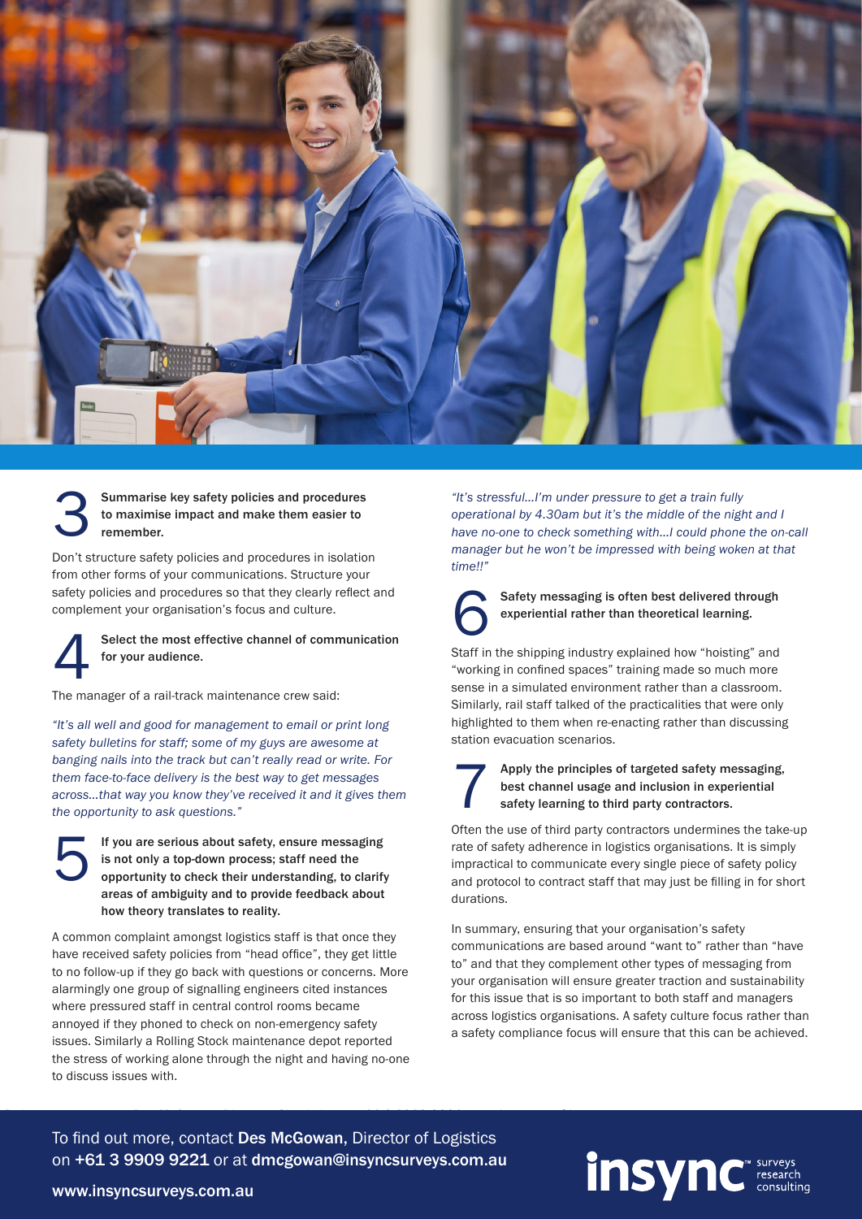### 3 Summarise key safety policies and procedures to maximise impact and make them easier to remember.

Don't structure safety policies and procedures in isolation from other forms of your communications. Structure your safety policies and procedures so that they clearly reflect and complement your organisation's focus and culture.

### 4 Select the most effective channel of communication for your audience.

The manager of a rail-track maintenance crew said:

*"It's all well and good for management to email or print long safety bulletins for staff; some of my guys are awesome at banging nails into the track but can't really read or write. For them face-to-face delivery is the best way to get messages across…that way you know they've received it and it gives them the opportunity to ask questions."*

### 5 If you are serious about safety, ensure messaging is not only a top-down process; staff need the opportunity to check their understanding, to clarify areas of ambiguity and to provide feedback about how theory translates to reality.

A common complaint amongst logistics staff is that once they have received safety policies from "head office", they get little to no follow-up if they go back with questions or concerns. More alarmingly one group of signalling engineers cited instances where pressured staff in central control rooms became annoyed if they phoned to check on non-emergency safety issues. Similarly a Rolling Stock maintenance depot reported the stress of working alone through the night and having no-one to discuss issues with.

*"It's stressful…I'm under pressure to get a train fully operational by 4.30am but it's the middle of the night and I have no-one to check something with…I could phone the on-call manager but he won't be impressed with being woken at that time!!"*

### 6 Safety messaging is often best delivered through experiential rather than theoretical learning.

Staff in the shipping industry explained how "hoisting" and "working in confined spaces" training made so much more sense in a simulated environment rather than a classroom. Similarly, rail staff talked of the practicalities that were only highlighted to them when re-enacting rather than discussing station evacuation scenarios.

### 7 Apply the principles of targeted safety messaging, best channel usage and inclusion in experiential safety learning to third party contractors.

Often the use of third party contractors undermines the take-up rate of safety adherence in logistics organisations. It is simply impractical to communicate every single piece of safety policy and protocol to contract staff that may just be filling in for short durations.

In summary, ensuring that your organisation's safety communications are based around "want to" rather than "have to" and that they complement other types of messaging from your organisation will ensure greater traction and sustainability for this issue that is so important to both staff and managers across logistics organisations. A safety culture focus rather than a safety compliance focus will ensure that this can be achieved.

To find out more, contact **Des McGowan**, Director of Logistics on **+61 3 9909 9221** or at **dmcgowan@insyncsurveys.com.au**

**www.insyncsurveys.com.au**

insync™ surveys research consulting